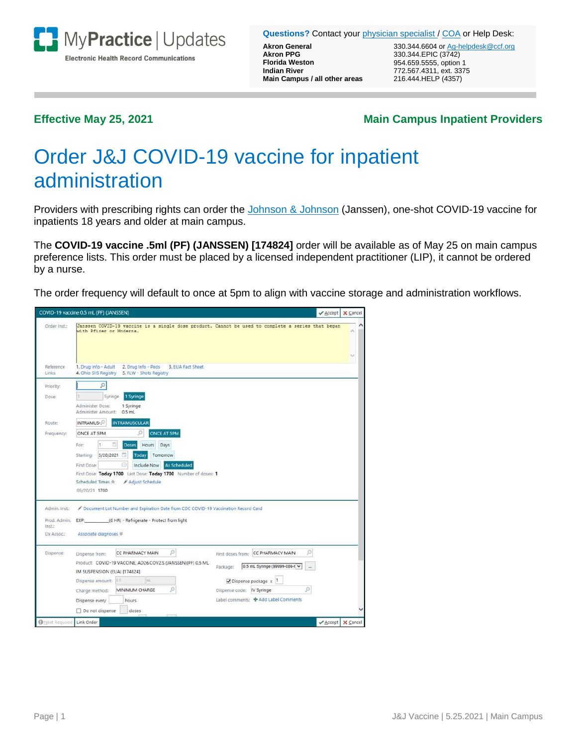MyPractice | Updates

Electronic Health Record Communications

**Questions?** Contact your physician specialist / COA or Help Desk:

| | |
|---|---|
| **Akron General** | 330.344.6604 or Ag-helpdesk@ccf.org |
| **Akron PPG** | 330.344.EPIC (3742) |
| **Florida Weston** | 954.659.5555, option 1 |
| **Indian River** | 772.567.4311, ext. 3375 |
| **Main Campus / all other areas** | 216.444.HELP (4357) |

**Effective May 25, 2021**

**Main Campus Inpatient Providers**

# Order J&J COVID-19 vaccine for inpatient administration

Providers with prescribing rights can order the Johnson & Johnson (Janssen), one-shot COVID-19 vaccine for inpatients 18 years and older at main campus.

The **COVID-19 vaccine .5ml (PF) (JANSSEN) [174824]** order will be available as of May 25 on main campus preference lists. This order must be placed by a licensed independent practitioner (LIP), it cannot be ordered by a nurse.

The order frequency will default to once at 5pm to align with vaccine storage and administration workflows.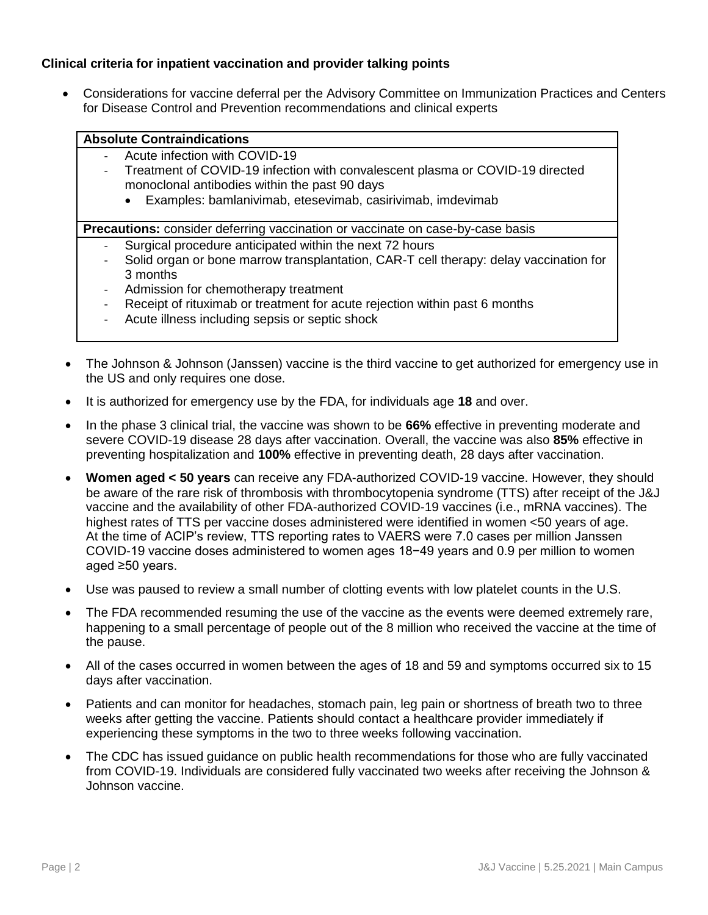**Clinical criteria for inpatient vaccination and provider talking points**

- Considerations for vaccine deferral per the Advisory Committee on Immunization Practices and Centers for Disease Control and Prevention recommendations and clinical experts

| **Absolute Contraindications** |
| --- |
| - Acute infection with COVID-19<br>- Treatment of COVID-19 infection with convalescent plasma or COVID-19 directed monoclonal antibodies within the past 90 days<br>  • Examples: bamlanivimab, etesevimab, casirivimab, imdevimab |
| **Precautions:** consider deferring vaccination or vaccinate on case-by-case basis |
| - Surgical procedure anticipated within the next 72 hours<br>- Solid organ or bone marrow transplantation, CAR-T cell therapy: delay vaccination for 3 months<br>- Admission for chemotherapy treatment<br>- Receipt of rituximab or treatment for acute rejection within past 6 months<br>- Acute illness including sepsis or septic shock |

- The Johnson & Johnson (Janssen) vaccine is the third vaccine to get authorized for emergency use in the US and only requires one dose.
- It is authorized for emergency use by the FDA, for individuals age **18** and over.
- In the phase 3 clinical trial, the vaccine was shown to be **66%** effective in preventing moderate and severe COVID-19 disease 28 days after vaccination. Overall, the vaccine was also **85%** effective in preventing hospitalization and **100%** effective in preventing death, 28 days after vaccination.
- **Women aged < 50 years** can receive any FDA-authorized COVID-19 vaccine. However, they should be aware of the rare risk of thrombosis with thrombocytopenia syndrome (TTS) after receipt of the J&J vaccine and the availability of other FDA-authorized COVID-19 vaccines (i.e., mRNA vaccines). The highest rates of TTS per vaccine doses administered were identified in women <50 years of age. At the time of ACIP's review, TTS reporting rates to VAERS were 7.0 cases per million Janssen COVID-19 vaccine doses administered to women ages 18−49 years and 0.9 per million to women aged ≥50 years.
- Use was paused to review a small number of clotting events with low platelet counts in the U.S.
- The FDA recommended resuming the use of the vaccine as the events were deemed extremely rare, happening to a small percentage of people out of the 8 million who received the vaccine at the time of the pause.
- All of the cases occurred in women between the ages of 18 and 59 and symptoms occurred six to 15 days after vaccination.
- Patients and can monitor for headaches, stomach pain, leg pain or shortness of breath two to three weeks after getting the vaccine. Patients should contact a healthcare provider immediately if experiencing these symptoms in the two to three weeks following vaccination.
- The CDC has issued guidance on public health recommendations for those who are fully vaccinated from COVID-19. Individuals are considered fully vaccinated two weeks after receiving the Johnson & Johnson vaccine.